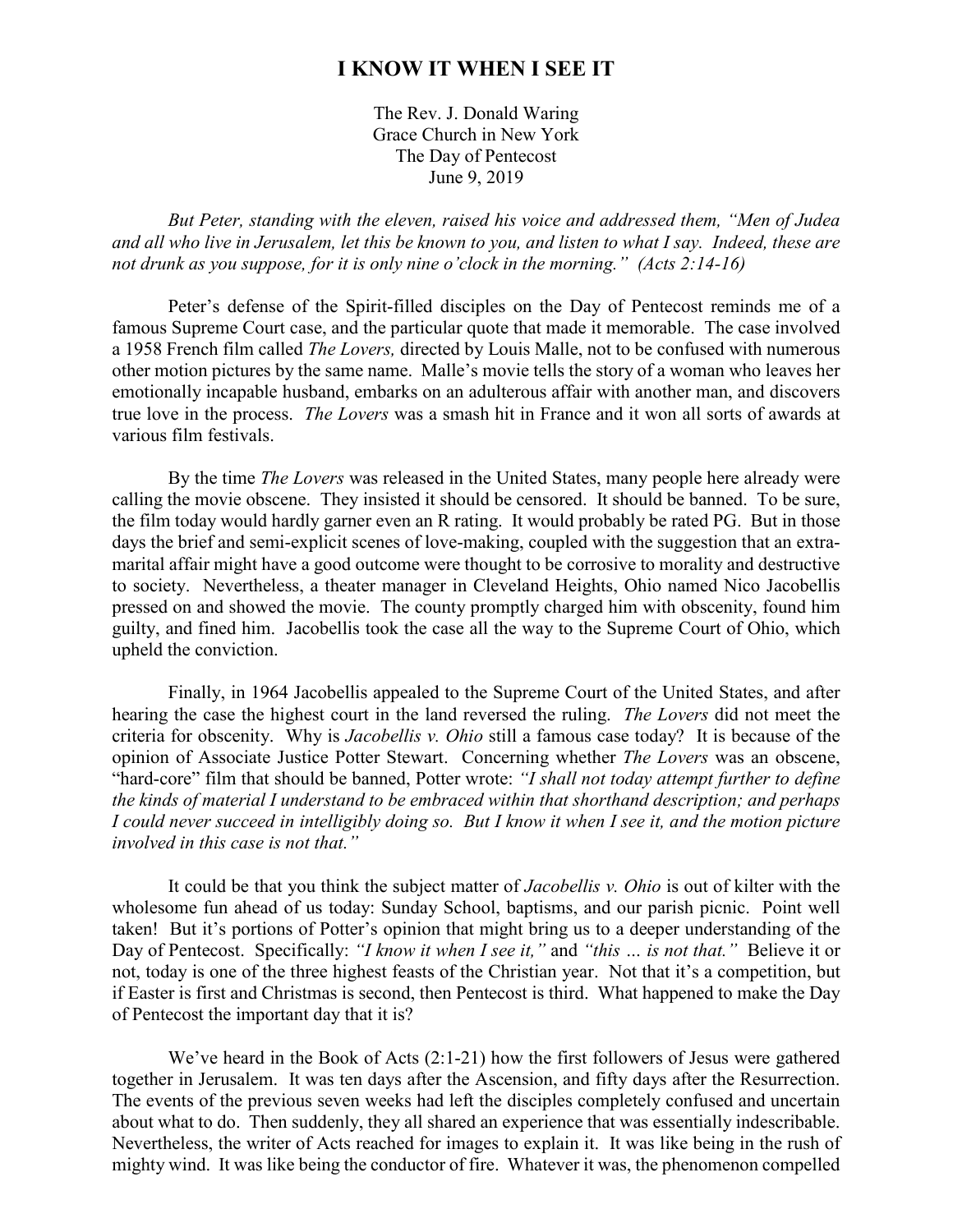# I KNOW IT WHEN I SEE IT

The Rev. J. Donald Waring
Grace Church in New York
The Day of Pentecost
June 9, 2019

*But Peter, standing with the eleven, raised his voice and addressed them, "Men of Judea and all who live in Jerusalem, let this be known to you, and listen to what I say. Indeed, these are not drunk as you suppose, for it is only nine o'clock in the morning." (Acts 2:14-16)*

Peter's defense of the Spirit-filled disciples on the Day of Pentecost reminds me of a famous Supreme Court case, and the particular quote that made it memorable. The case involved a 1958 French film called *The Lovers,* directed by Louis Malle, not to be confused with numerous other motion pictures by the same name. Malle's movie tells the story of a woman who leaves her emotionally incapable husband, embarks on an adulterous affair with another man, and discovers true love in the process. *The Lovers* was a smash hit in France and it won all sorts of awards at various film festivals.

By the time *The Lovers* was released in the United States, many people here already were calling the movie obscene. They insisted it should be censored. It should be banned. To be sure, the film today would hardly garner even an R rating. It would probably be rated PG. But in those days the brief and semi-explicit scenes of love-making, coupled with the suggestion that an extra-marital affair might have a good outcome were thought to be corrosive to morality and destructive to society. Nevertheless, a theater manager in Cleveland Heights, Ohio named Nico Jacobellis pressed on and showed the movie. The county promptly charged him with obscenity, found him guilty, and fined him. Jacobellis took the case all the way to the Supreme Court of Ohio, which upheld the conviction.

Finally, in 1964 Jacobellis appealed to the Supreme Court of the United States, and after hearing the case the highest court in the land reversed the ruling. *The Lovers* did not meet the criteria for obscenity. Why is *Jacobellis v. Ohio* still a famous case today? It is because of the opinion of Associate Justice Potter Stewart. Concerning whether *The Lovers* was an obscene, "hard-core" film that should be banned, Potter wrote: *"I shall not today attempt further to define the kinds of material I understand to be embraced within that shorthand description; and perhaps I could never succeed in intelligibly doing so. But I know it when I see it, and the motion picture involved in this case is not that."*

It could be that you think the subject matter of *Jacobellis v. Ohio* is out of kilter with the wholesome fun ahead of us today: Sunday School, baptisms, and our parish picnic. Point well taken! But it's portions of Potter's opinion that might bring us to a deeper understanding of the Day of Pentecost. Specifically: *"I know it when I see it,"* and *"this … is not that."* Believe it or not, today is one of the three highest feasts of the Christian year. Not that it's a competition, but if Easter is first and Christmas is second, then Pentecost is third. What happened to make the Day of Pentecost the important day that it is?

We've heard in the Book of Acts (2:1-21) how the first followers of Jesus were gathered together in Jerusalem. It was ten days after the Ascension, and fifty days after the Resurrection. The events of the previous seven weeks had left the disciples completely confused and uncertain about what to do. Then suddenly, they all shared an experience that was essentially indescribable. Nevertheless, the writer of Acts reached for images to explain it. It was like being in the rush of mighty wind. It was like being the conductor of fire. Whatever it was, the phenomenon compelled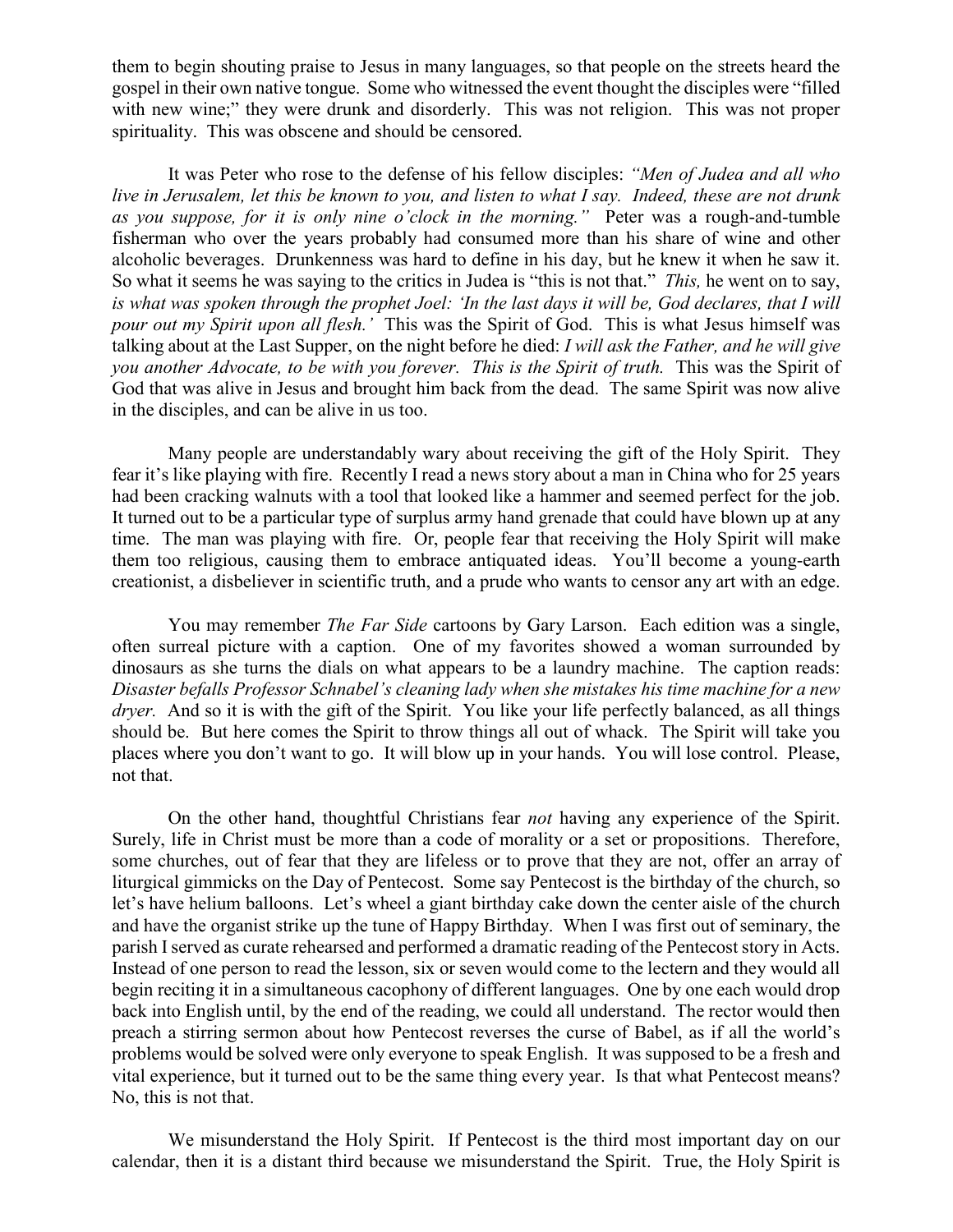them to begin shouting praise to Jesus in many languages, so that people on the streets heard the gospel in their own native tongue. Some who witnessed the event thought the disciples were "filled with new wine;" they were drunk and disorderly. This was not religion. This was not proper spirituality. This was obscene and should be censored.

It was Peter who rose to the defense of his fellow disciples: *"Men of Judea and all who live in Jerusalem, let this be known to you, and listen to what I say. Indeed, these are not drunk as you suppose, for it is only nine o'clock in the morning."* Peter was a rough-and-tumble fisherman who over the years probably had consumed more than his share of wine and other alcoholic beverages. Drunkenness was hard to define in his day, but he knew it when he saw it. So what it seems he was saying to the critics in Judea is "this is not that." *This,* he went on to say, *is what was spoken through the prophet Joel: 'In the last days it will be, God declares, that I will pour out my Spirit upon all flesh.'* This was the Spirit of God. This is what Jesus himself was talking about at the Last Supper, on the night before he died: *I will ask the Father, and he will give you another Advocate, to be with you forever. This is the Spirit of truth.* This was the Spirit of God that was alive in Jesus and brought him back from the dead. The same Spirit was now alive in the disciples, and can be alive in us too.

Many people are understandably wary about receiving the gift of the Holy Spirit. They fear it's like playing with fire. Recently I read a news story about a man in China who for 25 years had been cracking walnuts with a tool that looked like a hammer and seemed perfect for the job. It turned out to be a particular type of surplus army hand grenade that could have blown up at any time. The man was playing with fire. Or, people fear that receiving the Holy Spirit will make them too religious, causing them to embrace antiquated ideas. You'll become a young-earth creationist, a disbeliever in scientific truth, and a prude who wants to censor any art with an edge.

You may remember *The Far Side* cartoons by Gary Larson. Each edition was a single, often surreal picture with a caption. One of my favorites showed a woman surrounded by dinosaurs as she turns the dials on what appears to be a laundry machine. The caption reads: *Disaster befalls Professor Schnabel's cleaning lady when she mistakes his time machine for a new dryer.* And so it is with the gift of the Spirit. You like your life perfectly balanced, as all things should be. But here comes the Spirit to throw things all out of whack. The Spirit will take you places where you don't want to go. It will blow up in your hands. You will lose control. Please, not that.

On the other hand, thoughtful Christians fear *not* having any experience of the Spirit. Surely, life in Christ must be more than a code of morality or a set or propositions. Therefore, some churches, out of fear that they are lifeless or to prove that they are not, offer an array of liturgical gimmicks on the Day of Pentecost. Some say Pentecost is the birthday of the church, so let's have helium balloons. Let's wheel a giant birthday cake down the center aisle of the church and have the organist strike up the tune of Happy Birthday. When I was first out of seminary, the parish I served as curate rehearsed and performed a dramatic reading of the Pentecost story in Acts. Instead of one person to read the lesson, six or seven would come to the lectern and they would all begin reciting it in a simultaneous cacophony of different languages. One by one each would drop back into English until, by the end of the reading, we could all understand. The rector would then preach a stirring sermon about how Pentecost reverses the curse of Babel, as if all the world's problems would be solved were only everyone to speak English. It was supposed to be a fresh and vital experience, but it turned out to be the same thing every year. Is that what Pentecost means? No, this is not that.

We misunderstand the Holy Spirit. If Pentecost is the third most important day on our calendar, then it is a distant third because we misunderstand the Spirit. True, the Holy Spirit is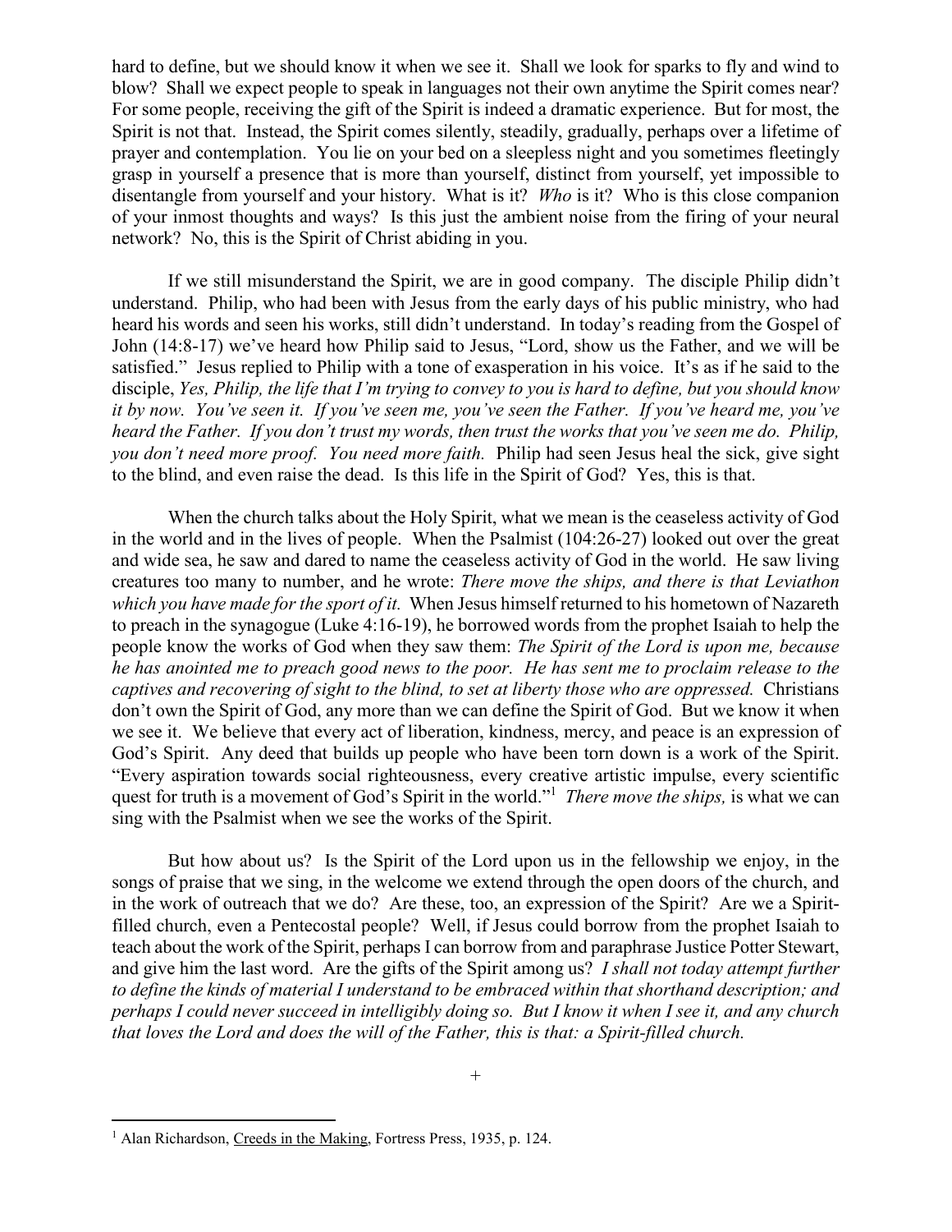hard to define, but we should know it when we see it. Shall we look for sparks to fly and wind to blow? Shall we expect people to speak in languages not their own anytime the Spirit comes near? For some people, receiving the gift of the Spirit is indeed a dramatic experience. But for most, the Spirit is not that. Instead, the Spirit comes silently, steadily, gradually, perhaps over a lifetime of prayer and contemplation. You lie on your bed on a sleepless night and you sometimes fleetingly grasp in yourself a presence that is more than yourself, distinct from yourself, yet impossible to disentangle from yourself and your history. What is it? *Who* is it? Who is this close companion of your inmost thoughts and ways? Is this just the ambient noise from the firing of your neural network? No, this is the Spirit of Christ abiding in you.

If we still misunderstand the Spirit, we are in good company. The disciple Philip didn't understand. Philip, who had been with Jesus from the early days of his public ministry, who had heard his words and seen his works, still didn't understand. In today's reading from the Gospel of John (14:8-17) we've heard how Philip said to Jesus, "Lord, show us the Father, and we will be satisfied." Jesus replied to Philip with a tone of exasperation in his voice. It's as if he said to the disciple, *Yes, Philip, the life that I'm trying to convey to you is hard to define, but you should know it by now. You've seen it. If you've seen me, you've seen the Father. If you've heard me, you've heard the Father. If you don't trust my words, then trust the works that you've seen me do. Philip, you don't need more proof. You need more faith.* Philip had seen Jesus heal the sick, give sight to the blind, and even raise the dead. Is this life in the Spirit of God? Yes, this is that.

When the church talks about the Holy Spirit, what we mean is the ceaseless activity of God in the world and in the lives of people. When the Psalmist (104:26-27) looked out over the great and wide sea, he saw and dared to name the ceaseless activity of God in the world. He saw living creatures too many to number, and he wrote: *There move the ships, and there is that Leviathon which you have made for the sport of it.* When Jesus himself returned to his hometown of Nazareth to preach in the synagogue (Luke 4:16-19), he borrowed words from the prophet Isaiah to help the people know the works of God when they saw them: *The Spirit of the Lord is upon me, because he has anointed me to preach good news to the poor. He has sent me to proclaim release to the captives and recovering of sight to the blind, to set at liberty those who are oppressed.* Christians don't own the Spirit of God, any more than we can define the Spirit of God. But we know it when we see it. We believe that every act of liberation, kindness, mercy, and peace is an expression of God's Spirit. Any deed that builds up people who have been torn down is a work of the Spirit. "Every aspiration towards social righteousness, every creative artistic impulse, every scientific quest for truth is a movement of God's Spirit in the world."[1] *There move the ships,* is what we can sing with the Psalmist when we see the works of the Spirit.

But how about us? Is the Spirit of the Lord upon us in the fellowship we enjoy, in the songs of praise that we sing, in the welcome we extend through the open doors of the church, and in the work of outreach that we do? Are these, too, an expression of the Spirit? Are we a Spirit-filled church, even a Pentecostal people? Well, if Jesus could borrow from the prophet Isaiah to teach about the work of the Spirit, perhaps I can borrow from and paraphrase Justice Potter Stewart, and give him the last word. Are the gifts of the Spirit among us? *I shall not today attempt further to define the kinds of material I understand to be embraced within that shorthand description; and perhaps I could never succeed in intelligibly doing so. But I know it when I see it, and any church that loves the Lord and does the will of the Father, this is that: a Spirit-filled church.*

+

[1] Alan Richardson, Creeds in the Making, Fortress Press, 1935, p. 124.